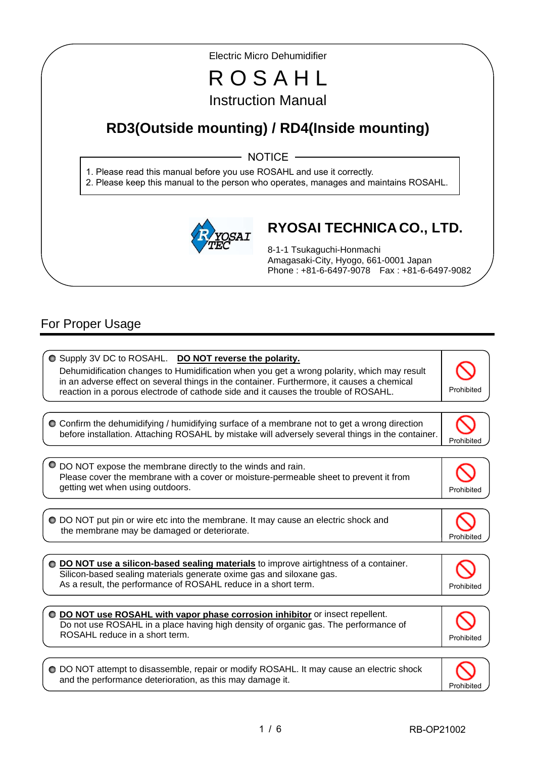Electric Micro Dehumidifier

# ROSAHL

## Instruction Manual

## RD3(Outside mounting) / RD4(Inside mounting)

**NOTICE**

1. Please read this manual before you use ROSAHL and use it correctly.
2. Please keep this manual to the person who operates, manages and maintains ROSAHL.

**RYOSAI TECHNICA CO., LTD.**

8-1-1 Tsukaguchi-Honmachi
Amagasaki-City, Hyogo, 661-0001 Japan
Phone : +81-6-6497-9078　Fax : +81-6-6497-9082

## For Proper Usage

- Supply 3V DC to ROSAHL.　**DO NOT reverse the polarity.**
  Dehumidification changes to Humidification when you get a wrong polarity, which may result in an adverse effect on several things in the container. Furthermore, it causes a chemical reaction in a porous electrode of cathode side and it causes the trouble of ROSAHL. — Prohibited

- Confirm the dehumidifying / humidifying surface of a membrane not to get a wrong direction before installation. Attaching ROSAHL by mistake will adversely several things in the container. — Prohibited

- DO NOT expose the membrane directly to the winds and rain.
  Please cover the membrane with a cover or moisture-permeable sheet to prevent it from getting wet when using outdoors. — Prohibited

- DO NOT put pin or wire etc into the membrane. It may cause an electric shock and the membrane may be damaged or deteriorate. — Prohibited

- **DO NOT use a silicon-based sealing materials** to improve airtightness of a container.
  Silicon-based sealing materials generate oxime gas and siloxane gas.
  As a result, the performance of ROSAHL reduce in a short term. — Prohibited

- **DO NOT use ROSAHL with vapor phase corrosion inhibitor** or insect repellent.
  Do not use ROSAHL in a place having high density of organic gas. The performance of ROSAHL reduce in a short term. — Prohibited

- DO NOT attempt to disassemble, repair or modify ROSAHL. It may cause an electric shock and the performance deterioration, as this may damage it. — Prohibited

RB-OP21002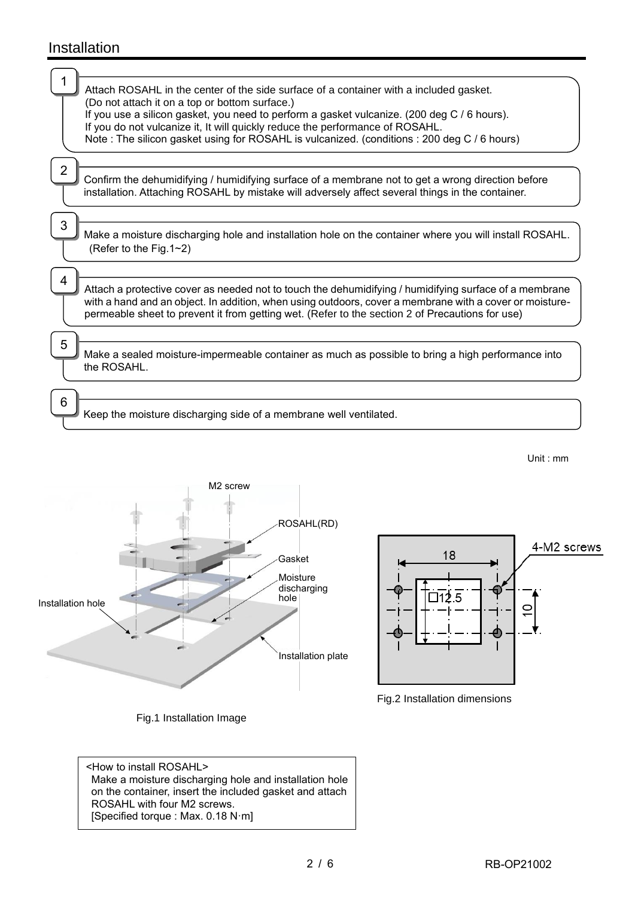## Installation

1. Attach ROSAHL in the center of the side surface of a container with a included gasket.
   (Do not attach it on a top or bottom surface.)
   If you use a silicon gasket, you need to perform a gasket vulcanize. (200 deg C / 6 hours).
   If you do not vulcanize it, It will quickly reduce the performance of ROSAHL.
   Note : The silicon gasket using for ROSAHL is vulcanized. (conditions : 200 deg C / 6 hours)

2. Confirm the dehumidifying / humidifying surface of a membrane not to get a wrong direction before installation. Attaching ROSAHL by mistake will adversely affect several things in the container.

3. Make a moisture discharging hole and installation hole on the container where you will install ROSAHL. (Refer to the Fig.1~2)

4. Attach a protective cover as needed not to touch the dehumidifying / humidifying surface of a membrane with a hand and an object. In addition, when using outdoors, cover a membrane with a cover or moisture-permeable sheet to prevent it from getting wet. (Refer to the section 2 of Precautions for use)

5. Make a sealed moisture-impermeable container as much as possible to bring a high performance into the ROSAHL.

6. Keep the moisture discharging side of a membrane well ventilated.

Unit : mm

M2 screw
ROSAHL(RD)
Gasket
Moisture discharging hole
Installation hole
Installation plate

Fig.1 Installation Image

4-M2 screws
18
□12.5
10

Fig.2 Installation dimensions

<How to install ROSAHL>
Make a moisture discharging hole and installation hole on the container, insert the included gasket and attach ROSAHL with four M2 screws.
[Specified torque : Max. 0.18 N·m]

RB-OP21002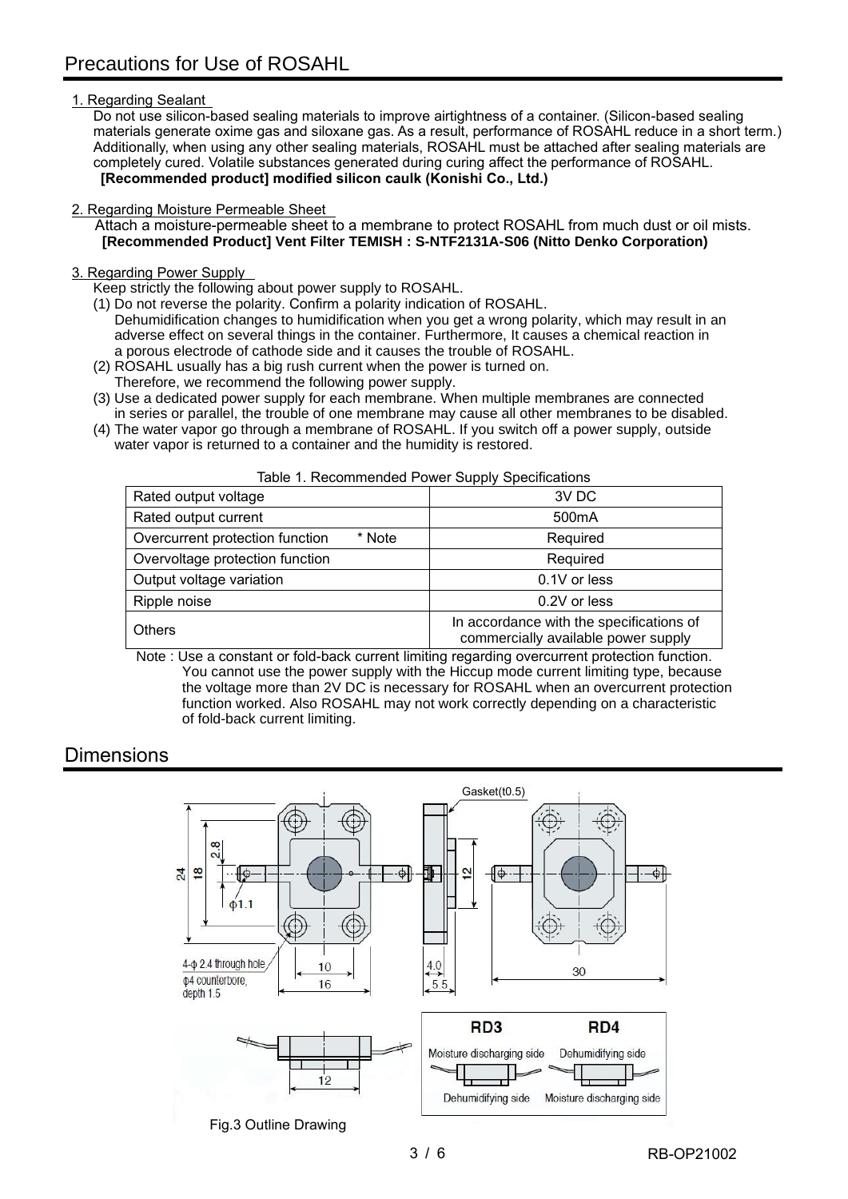## Precautions for Use of ROSAHL

1. Regarding Sealant

Do not use silicon-based sealing materials to improve airtightness of a container. (Silicon-based sealing materials generate oxime gas and siloxane gas. As a result, performance of ROSAHL reduce in a short term.) Additionally, when using any other sealing materials, ROSAHL must be attached after sealing materials are completely cured. Volatile substances generated during curing affect the performance of ROSAHL.

**[Recommended product] modified silicon caulk (Konishi Co., Ltd.)**

2. Regarding Moisture Permeable Sheet

Attach a moisture-permeable sheet to a membrane to protect ROSAHL from much dust or oil mists.

**[Recommended Product] Vent Filter TEMISH : S-NTF2131A-S06 (Nitto Denko Corporation)**

3. Regarding Power Supply

Keep strictly the following about power supply to ROSAHL.

(1) Do not reverse the polarity. Confirm a polarity indication of ROSAHL.
Dehumidification changes to humidification when you get a wrong polarity, which may result in an adverse effect on several things in the container. Furthermore, It causes a chemical reaction in a porous electrode of cathode side and it causes the trouble of ROSAHL.

(2) ROSAHL usually has a big rush current when the power is turned on.
Therefore, we recommend the following power supply.

(3) Use a dedicated power supply for each membrane. When multiple membranes are connected in series or parallel, the trouble of one membrane may cause all other membranes to be disabled.

(4) The water vapor go through a membrane of ROSAHL. If you switch off a power supply, outside water vapor is returned to a container and the humidity is restored.

Table 1. Recommended Power Supply Specifications

| Item | Specification |
|---|---|
| Rated output voltage | 3V DC |
| Rated output current | 500mA |
| Overcurrent protection function * Note | Required |
| Overvoltage protection function | Required |
| Output voltage variation | 0.1V or less |
| Ripple noise | 0.2V or less |
| Others | In accordance with the specifications of commercially available power supply |

Note : Use a constant or fold-back current limiting regarding overcurrent protection function. You cannot use the power supply with the Hiccup mode current limiting type, because the voltage more than 2V DC is necessary for ROSAHL when an overcurrent protection function worked. Also ROSAHL may not work correctly depending on a characteristic of fold-back current limiting.

## Dimensions

Gasket(t0.5)

24, 18, 2.8, φ1.1, 12, 10, 16, 4.0, 5.5, 30, 12

4-φ 2.4 through hole, φ4 counterbore, depth 1.5

| RD3 | RD4 |
|---|---|
| Moisture discharging side | Dehumidifying side |
| Dehumidifying side | Moisture discharging side |

Fig.3 Outline Drawing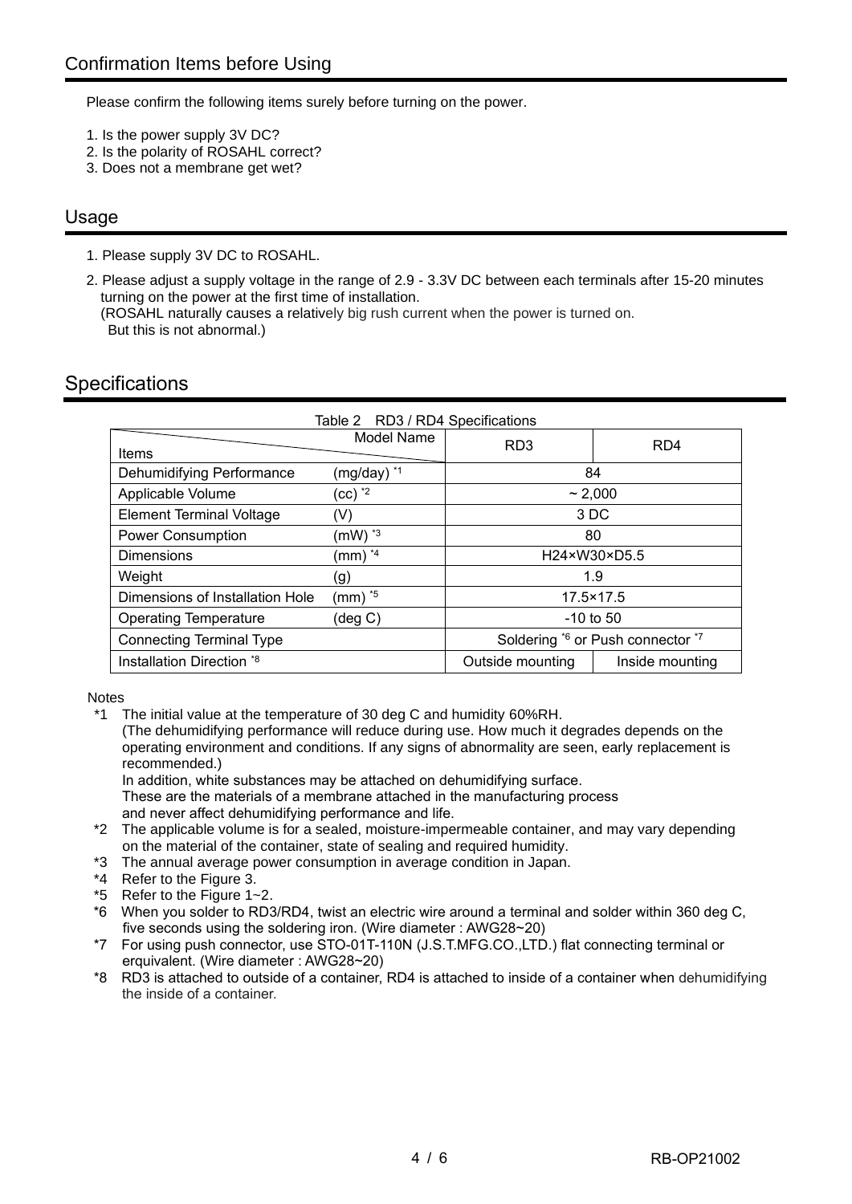## Confirmation Items before Using

Please confirm the following items surely before turning on the power.

1. Is the power supply 3V DC?
2. Is the polarity of ROSAHL correct?
3. Does not a membrane get wet?

## Usage

1. Please supply 3V DC to ROSAHL.
2. Please adjust a supply voltage in the range of 2.9 - 3.3V DC between each terminals after 15-20 minutes turning on the power at the first time of installation.
   (ROSAHL naturally causes a relatively big rush current when the power is turned on.
   But this is not abnormal.)

## Specifications

Table 2　RD3 / RD4 Specifications

| Items | | RD3 | RD4 |
|---|---|---|---|
| Dehumidifying Performance | (mg/day) *1 | 84 | |
| Applicable Volume | (cc) *2 | ~ 2,000 | |
| Element Terminal Voltage | (V) | 3 DC | |
| Power Consumption | (mW) *3 | 80 | |
| Dimensions | (mm) *4 | H24×W30×D5.5 | |
| Weight | (g) | 1.9 | |
| Dimensions of Installation Hole | (mm) *5 | 17.5×17.5 | |
| Operating Temperature | (deg C) | -10 to 50 | |
| Connecting Terminal Type | | Soldering *6 or Push connector *7 | |
| Installation Direction *8 | | Outside mounting | Inside mounting |

Notes

*1 The initial value at the temperature of 30 deg C and humidity 60%RH.
(The dehumidifying performance will reduce during use. How much it degrades depends on the operating environment and conditions. If any signs of abnormality are seen, early replacement is recommended.)
In addition, white substances may be attached on dehumidifying surface.
These are the materials of a membrane attached in the manufacturing process and never affect dehumidifying performance and life.

*2 The applicable volume is for a sealed, moisture-impermeable container, and may vary depending on the material of the container, state of sealing and required humidity.

*3 The annual average power consumption in average condition in Japan.

*4 Refer to the Figure 3.

*5 Refer to the Figure 1~2.

*6 When you solder to RD3/RD4, twist an electric wire around a terminal and solder within 360 deg C, five seconds using the soldering iron. (Wire diameter : AWG28~20)

*7 For using push connector, use STO-01T-110N (J.S.T.MFG.CO.,LTD.) flat connecting terminal or erquivalent. (Wire diameter : AWG28~20)

*8 RD3 is attached to outside of a container, RD4 is attached to inside of a container when dehumidifying the inside of a container.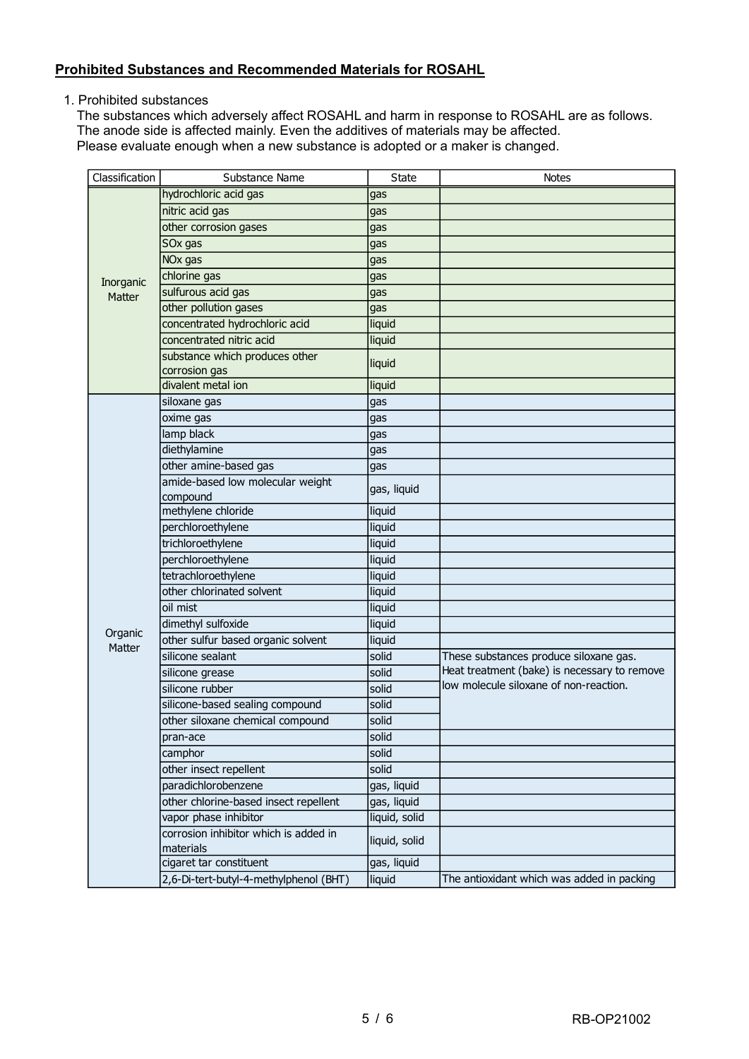**Prohibited Substances and Recommended Materials for ROSAHL**

1. Prohibited substances

The substances which adversely affect ROSAHL and harm in response to ROSAHL are as follows.
The anode side is affected mainly. Even the additives of materials may be affected.
Please evaluate enough when a new substance is adopted or a maker is changed.

| Classification | Substance Name | State | Notes |
|---|---|---|---|
| Inorganic Matter | hydrochloric acid gas | gas | |
| | nitric acid gas | gas | |
| | other corrosion gases | gas | |
| | SOx gas | gas | |
| | NOx gas | gas | |
| | chlorine gas | gas | |
| | sulfurous acid gas | gas | |
| | other pollution gases | gas | |
| | concentrated hydrochloric acid | liquid | |
| | concentrated nitric acid | liquid | |
| | substance which produces other corrosion gas | liquid | |
| | divalent metal ion | liquid | |
| Organic Matter | siloxane gas | gas | |
| | oxime gas | gas | |
| | lamp black | gas | |
| | diethylamine | gas | |
| | other amine-based gas | gas | |
| | amide-based low molecular weight compound | gas, liquid | |
| | methylene chloride | liquid | |
| | perchloroethylene | liquid | |
| | trichloroethylene | liquid | |
| | perchloroethylene | liquid | |
| | tetrachloroethylene | liquid | |
| | other chlorinated solvent | liquid | |
| | oil mist | liquid | |
| | dimethyl sulfoxide | liquid | |
| | other sulfur based organic solvent | liquid | |
| | silicone sealant | solid | These substances produce siloxane gas. Heat treatment (bake) is necessary to remove low molecule siloxane of non-reaction. |
| | silicone grease | solid | |
| | silicone rubber | solid | |
| | silicone-based sealing compound | solid | |
| | other siloxane chemical compound | solid | |
| | pran-ace | solid | |
| | camphor | solid | |
| | other insect repellent | solid | |
| | paradichlorobenzene | gas, liquid | |
| | other chlorine-based insect repellent | gas, liquid | |
| | vapor phase inhibitor | liquid, solid | |
| | corrosion inhibitor which is added in materials | liquid, solid | |
| | cigaret tar constituent | gas, liquid | |
| | 2,6-Di-tert-butyl-4-methylphenol (BHT) | liquid | The antioxidant which was added in packing |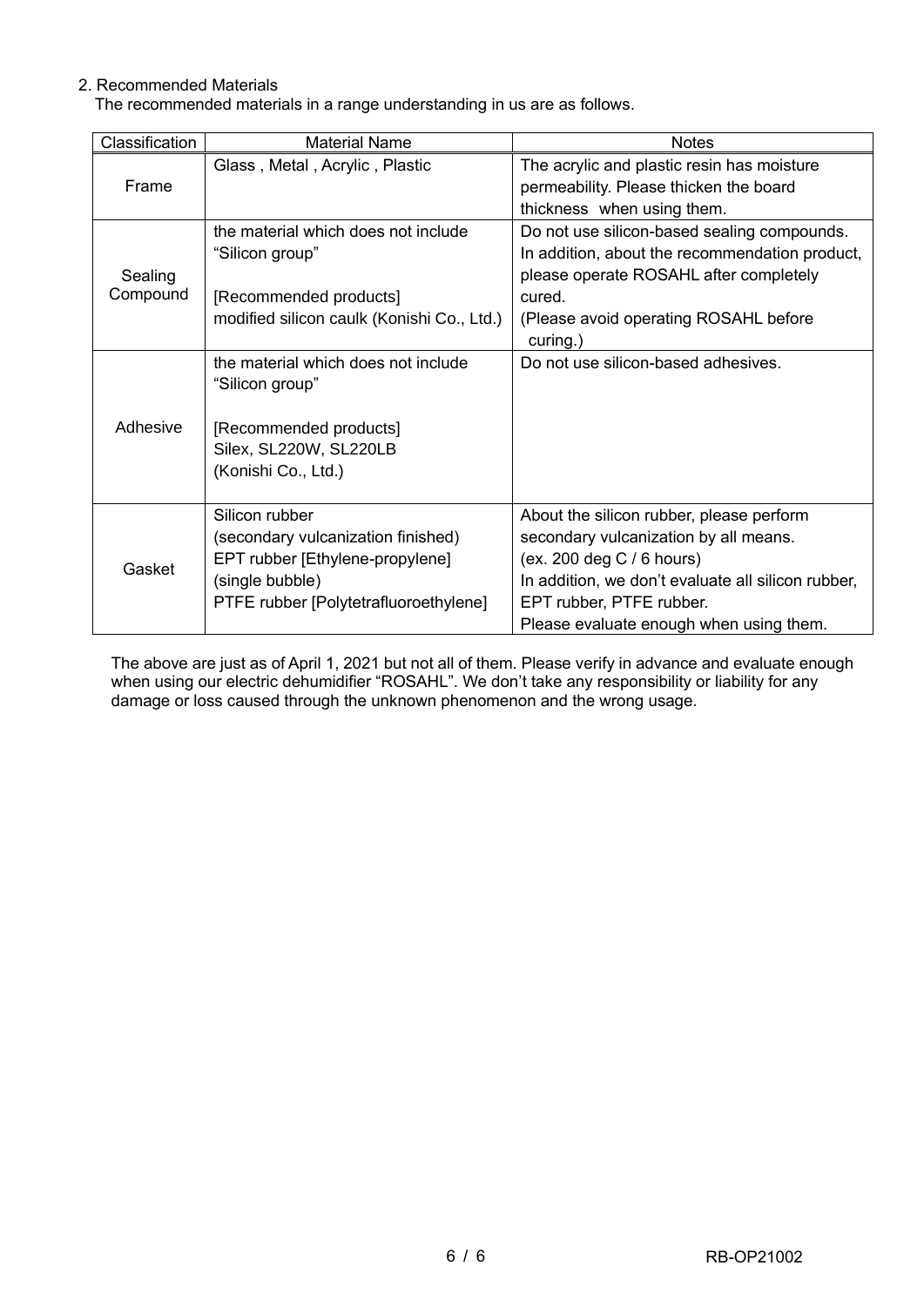## 2. Recommended Materials

The recommended materials in a range understanding in us are as follows.

| Classification | Material Name | Notes |
| --- | --- | --- |
| Frame | Glass , Metal , Acrylic , Plastic | The acrylic and plastic resin has moisture permeability. Please thicken the board thickness when using them. |
| Sealing Compound | the material which does not include "Silicon group"<br><br>[Recommended products]<br>modified silicon caulk (Konishi Co., Ltd.) | Do not use silicon-based sealing compounds.<br>In addition, about the recommendation product, please operate ROSAHL after completely cured.<br>(Please avoid operating ROSAHL before curing.) |
| Adhesive | the material which does not include "Silicon group"<br><br>[Recommended products]<br>Silex, SL220W, SL220LB<br>(Konishi Co., Ltd.) | Do not use silicon-based adhesives. |
| Gasket | Silicon rubber<br>(secondary vulcanization finished)<br>EPT rubber [Ethylene-propylene]<br>(single bubble)<br>PTFE rubber [Polytetrafluoroethylene] | About the silicon rubber, please perform secondary vulcanization by all means.<br>(ex. 200 deg C / 6 hours)<br>In addition, we don't evaluate all silicon rubber, EPT rubber, PTFE rubber.<br>Please evaluate enough when using them. |

The above are just as of April 1, 2021 but not all of them. Please verify in advance and evaluate enough when using our electric dehumidifier "ROSAHL". We don't take any responsibility or liability for any damage or loss caused through the unknown phenomenon and the wrong usage.